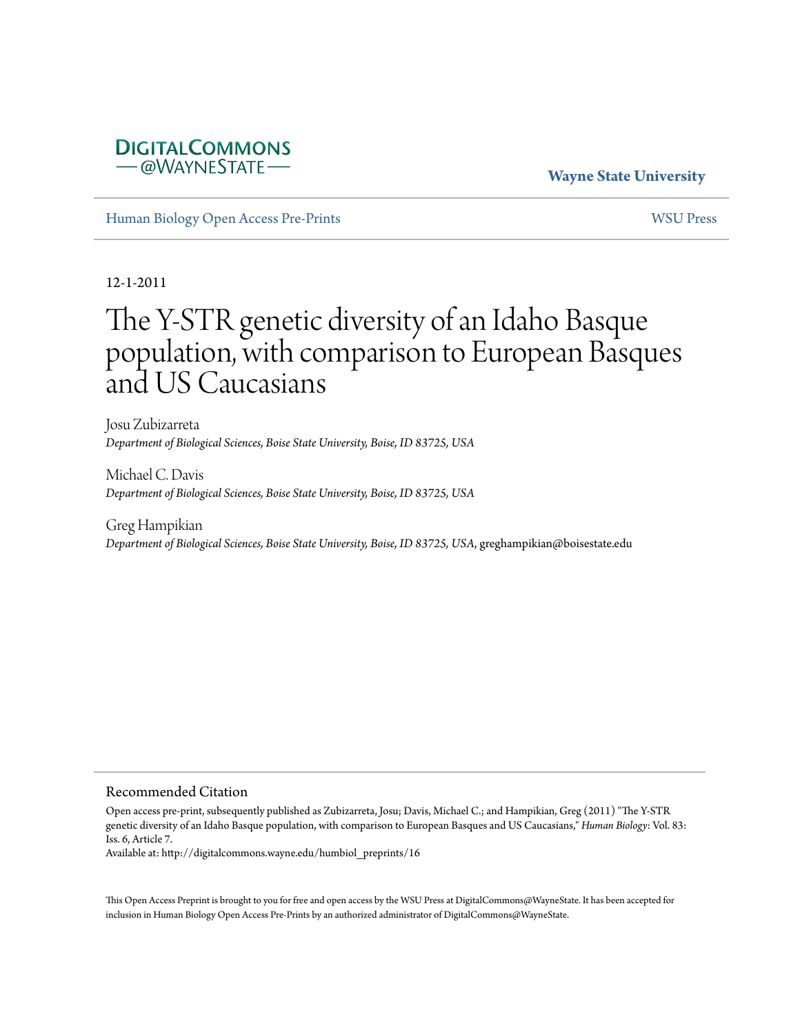DigitalCommons@WayneState

Wayne State University

Human Biology Open Access Pre-Prints

WSU Press

12-1-2011

# The Y-STR genetic diversity of an Idaho Basque population, with comparison to European Basques and US Caucasians

Josu Zubizarreta
*Department of Biological Sciences, Boise State University, Boise, ID 83725, USA*

Michael C. Davis
*Department of Biological Sciences, Boise State University, Boise, ID 83725, USA*

Greg Hampikian
*Department of Biological Sciences, Boise State University, Boise, ID 83725, USA*, greghampikian@boisestate.edu

## Recommended Citation

Open access pre-print, subsequently published as Zubizarreta, Josu; Davis, Michael C.; and Hampikian, Greg (2011) "The Y-STR genetic diversity of an Idaho Basque population, with comparison to European Basques and US Caucasians," *Human Biology*: Vol. 83: Iss. 6, Article 7.
Available at: http://digitalcommons.wayne.edu/humbiol_preprints/16

This Open Access Preprint is brought to you for free and open access by the WSU Press at DigitalCommons@WayneState. It has been accepted for inclusion in Human Biology Open Access Pre-Prints by an authorized administrator of DigitalCommons@WayneState.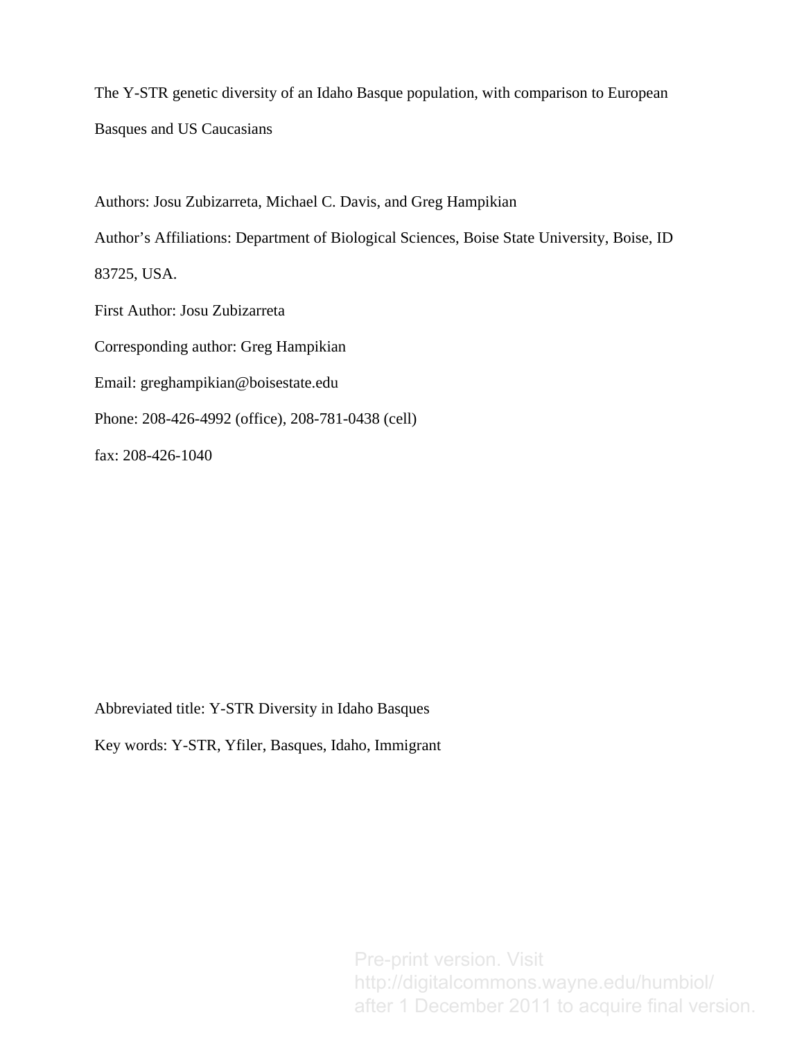The Y-STR genetic diversity of an Idaho Basque population, with comparison to European Basques and US Caucasians

Authors: Josu Zubizarreta, Michael C. Davis, and Greg Hampikian

Author's Affiliations: Department of Biological Sciences, Boise State University, Boise, ID 83725, USA.

First Author: Josu Zubizarreta

Corresponding author: Greg Hampikian

Email: greghampikian@boisestate.edu

Phone: 208-426-4992 (office), 208-781-0438 (cell)

fax: 208-426-1040

Abbreviated title: Y-STR Diversity in Idaho Basques

Key words: Y-STR, Yfiler, Basques, Idaho, Immigrant

Pre-print version. Visit http://digitalcommons.wayne.edu/humbiol/ after 1 December 2011 to acquire final version.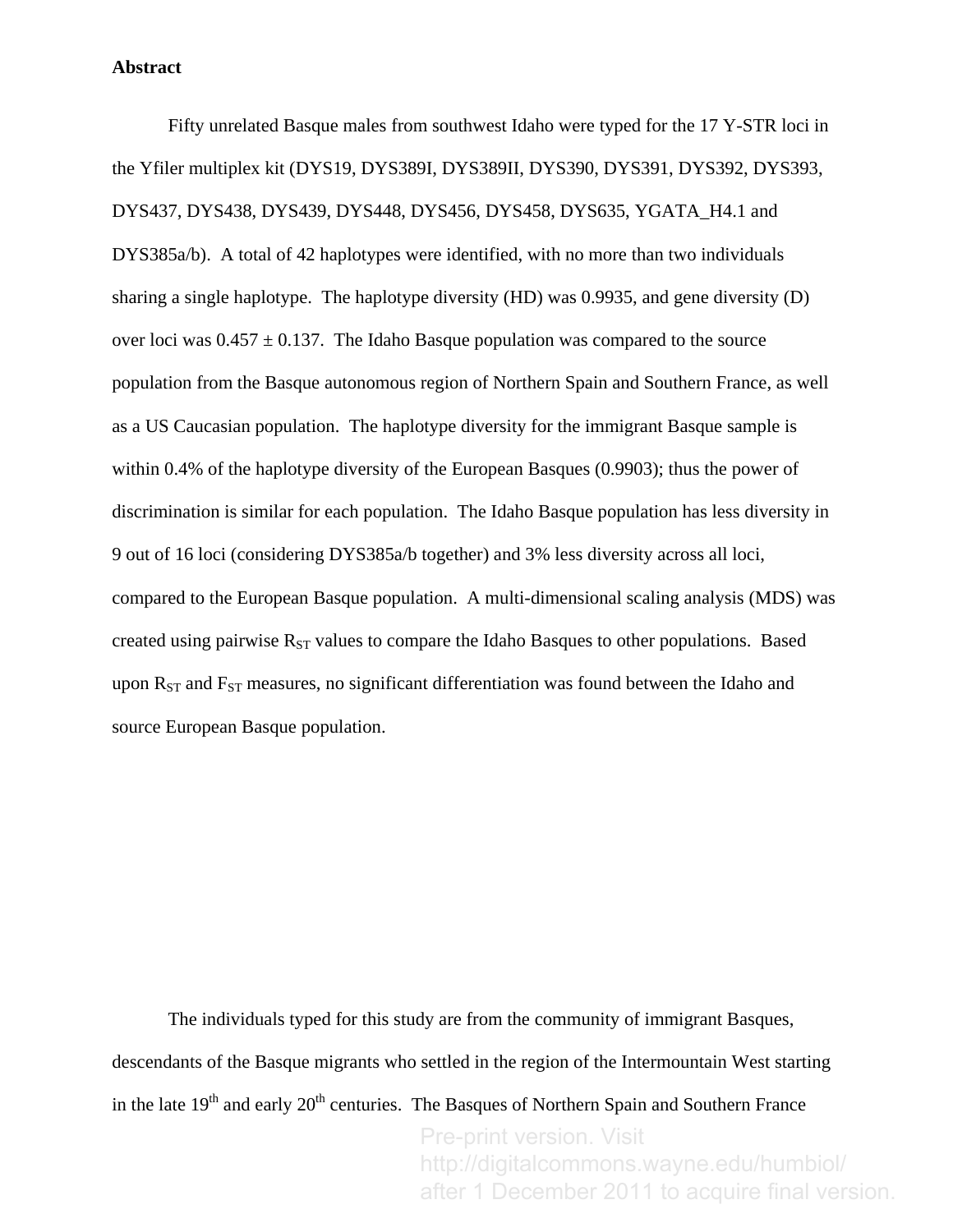**Abstract**

Fifty unrelated Basque males from southwest Idaho were typed for the 17 Y-STR loci in the Yfiler multiplex kit (DYS19, DYS389I, DYS389II, DYS390, DYS391, DYS392, DYS393, DYS437, DYS438, DYS439, DYS448, DYS456, DYS458, DYS635, YGATA_H4.1 and DYS385a/b). A total of 42 haplotypes were identified, with no more than two individuals sharing a single haplotype. The haplotype diversity (HD) was 0.9935, and gene diversity (D) over loci was 0.457 ± 0.137. The Idaho Basque population was compared to the source population from the Basque autonomous region of Northern Spain and Southern France, as well as a US Caucasian population. The haplotype diversity for the immigrant Basque sample is within 0.4% of the haplotype diversity of the European Basques (0.9903); thus the power of discrimination is similar for each population. The Idaho Basque population has less diversity in 9 out of 16 loci (considering DYS385a/b together) and 3% less diversity across all loci, compared to the European Basque population. A multi-dimensional scaling analysis (MDS) was created using pairwise $R_{ST}$ values to compare the Idaho Basques to other populations. Based upon $R_{ST}$ and $F_{ST}$ measures, no significant differentiation was found between the Idaho and source European Basque population.

The individuals typed for this study are from the community of immigrant Basques, descendants of the Basque migrants who settled in the region of the Intermountain West starting in the late 19th and early 20th centuries. The Basques of Northern Spain and Southern France

Pre-print version. Visit http://digitalcommons.wayne.edu/humbiol/ after 1 December 2011 to acquire final version.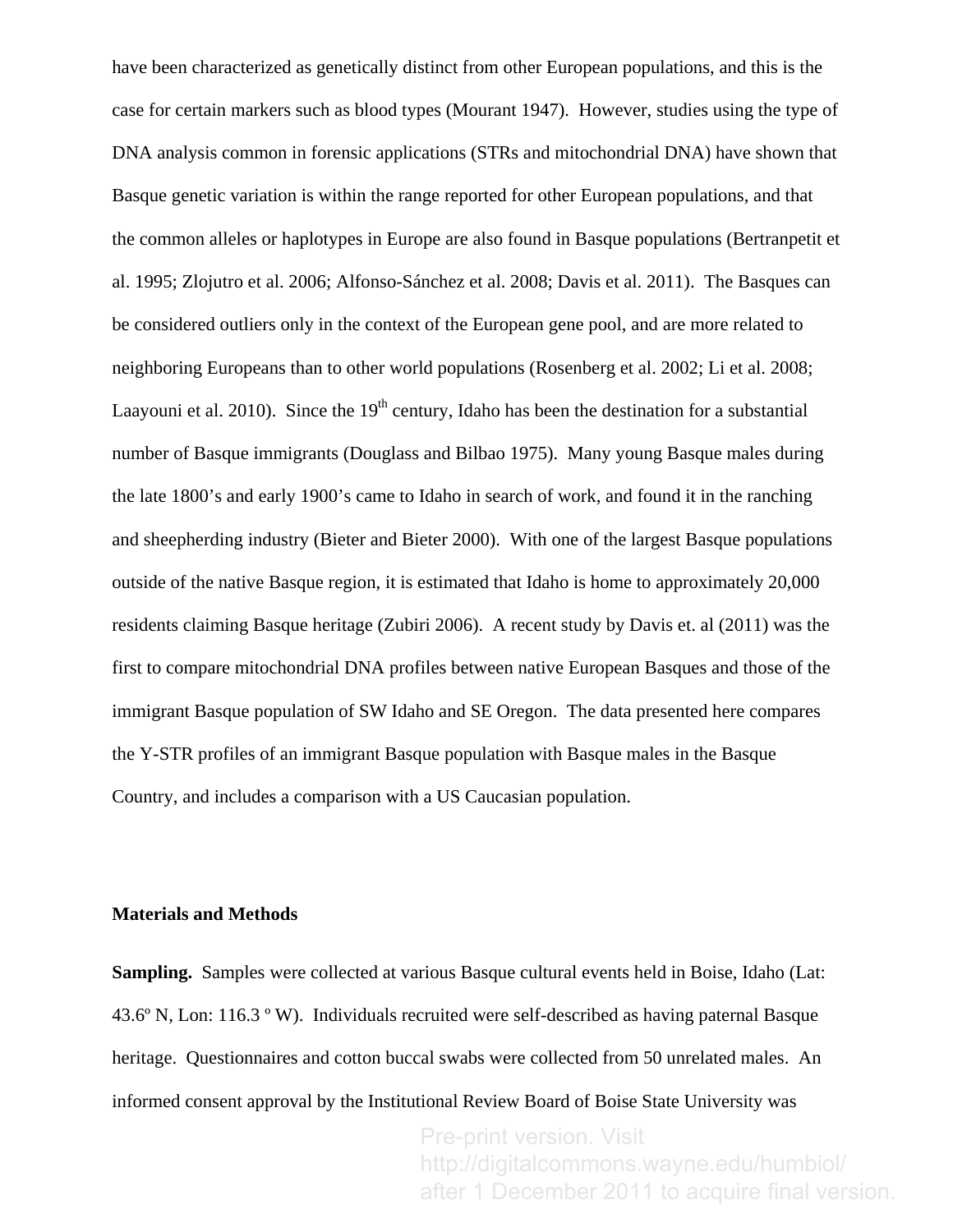have been characterized as genetically distinct from other European populations, and this is the case for certain markers such as blood types (Mourant 1947). However, studies using the type of DNA analysis common in forensic applications (STRs and mitochondrial DNA) have shown that Basque genetic variation is within the range reported for other European populations, and that the common alleles or haplotypes in Europe are also found in Basque populations (Bertranpetit et al. 1995; Zlojutro et al. 2006; Alfonso-Sánchez et al. 2008; Davis et al. 2011). The Basques can be considered outliers only in the context of the European gene pool, and are more related to neighboring Europeans than to other world populations (Rosenberg et al. 2002; Li et al. 2008; Laayouni et al. 2010). Since the 19th century, Idaho has been the destination for a substantial number of Basque immigrants (Douglass and Bilbao 1975). Many young Basque males during the late 1800's and early 1900's came to Idaho in search of work, and found it in the ranching and sheepherding industry (Bieter and Bieter 2000). With one of the largest Basque populations outside of the native Basque region, it is estimated that Idaho is home to approximately 20,000 residents claiming Basque heritage (Zubiri 2006). A recent study by Davis et. al (2011) was the first to compare mitochondrial DNA profiles between native European Basques and those of the immigrant Basque population of SW Idaho and SE Oregon. The data presented here compares the Y-STR profiles of an immigrant Basque population with Basque males in the Basque Country, and includes a comparison with a US Caucasian population.

## Materials and Methods

**Sampling.** Samples were collected at various Basque cultural events held in Boise, Idaho (Lat: 43.6º N, Lon: 116.3 º W). Individuals recruited were self-described as having paternal Basque heritage. Questionnaires and cotton buccal swabs were collected from 50 unrelated males. An informed consent approval by the Institutional Review Board of Boise State University was

Pre-print version. Visit http://digitalcommons.wayne.edu/humbiol/ after 1 December 2011 to acquire final version.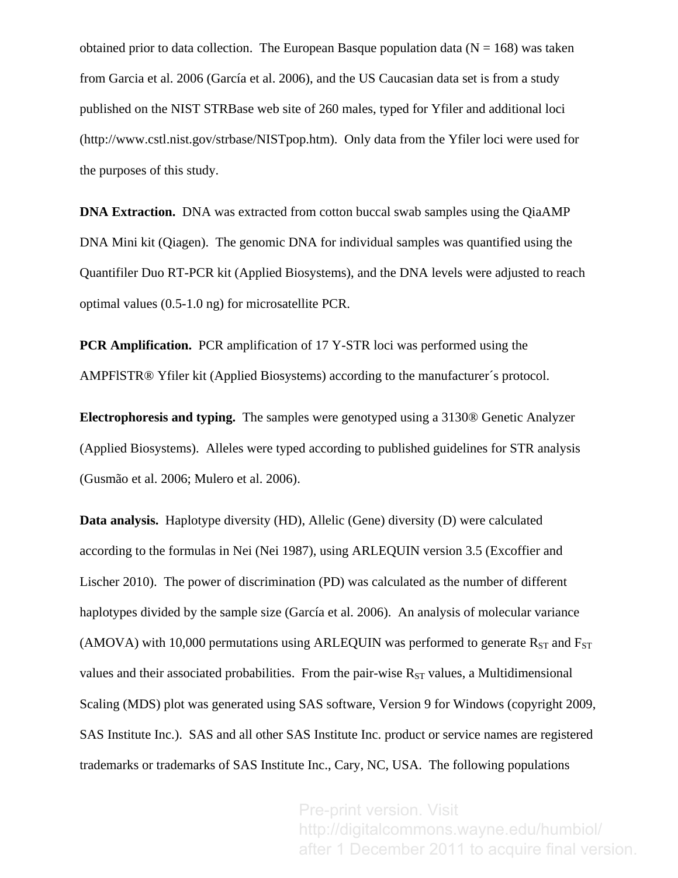obtained prior to data collection. The European Basque population data (N = 168) was taken from Garcia et al. 2006 (García et al. 2006), and the US Caucasian data set is from a study published on the NIST STRBase web site of 260 males, typed for Yfiler and additional loci (http://www.cstl.nist.gov/strbase/NISTpop.htm). Only data from the Yfiler loci were used for the purposes of this study.

**DNA Extraction.** DNA was extracted from cotton buccal swab samples using the QiaAMP DNA Mini kit (Qiagen). The genomic DNA for individual samples was quantified using the Quantifiler Duo RT-PCR kit (Applied Biosystems), and the DNA levels were adjusted to reach optimal values (0.5-1.0 ng) for microsatellite PCR.

**PCR Amplification.** PCR amplification of 17 Y-STR loci was performed using the AMPFlSTR® Yfiler kit (Applied Biosystems) according to the manufacturer´s protocol.

**Electrophoresis and typing.** The samples were genotyped using a 3130® Genetic Analyzer (Applied Biosystems). Alleles were typed according to published guidelines for STR analysis (Gusmão et al. 2006; Mulero et al. 2006).

**Data analysis.** Haplotype diversity (HD), Allelic (Gene) diversity (D) were calculated according to the formulas in Nei (Nei 1987), using ARLEQUIN version 3.5 (Excoffier and Lischer 2010). The power of discrimination (PD) was calculated as the number of different haplotypes divided by the sample size (García et al. 2006). An analysis of molecular variance (AMOVA) with 10,000 permutations using ARLEQUIN was performed to generate $R_{ST}$ and $F_{ST}$ values and their associated probabilities. From the pair-wise $R_{ST}$ values, a Multidimensional Scaling (MDS) plot was generated using SAS software, Version 9 for Windows (copyright 2009, SAS Institute Inc.). SAS and all other SAS Institute Inc. product or service names are registered trademarks or trademarks of SAS Institute Inc., Cary, NC, USA. The following populations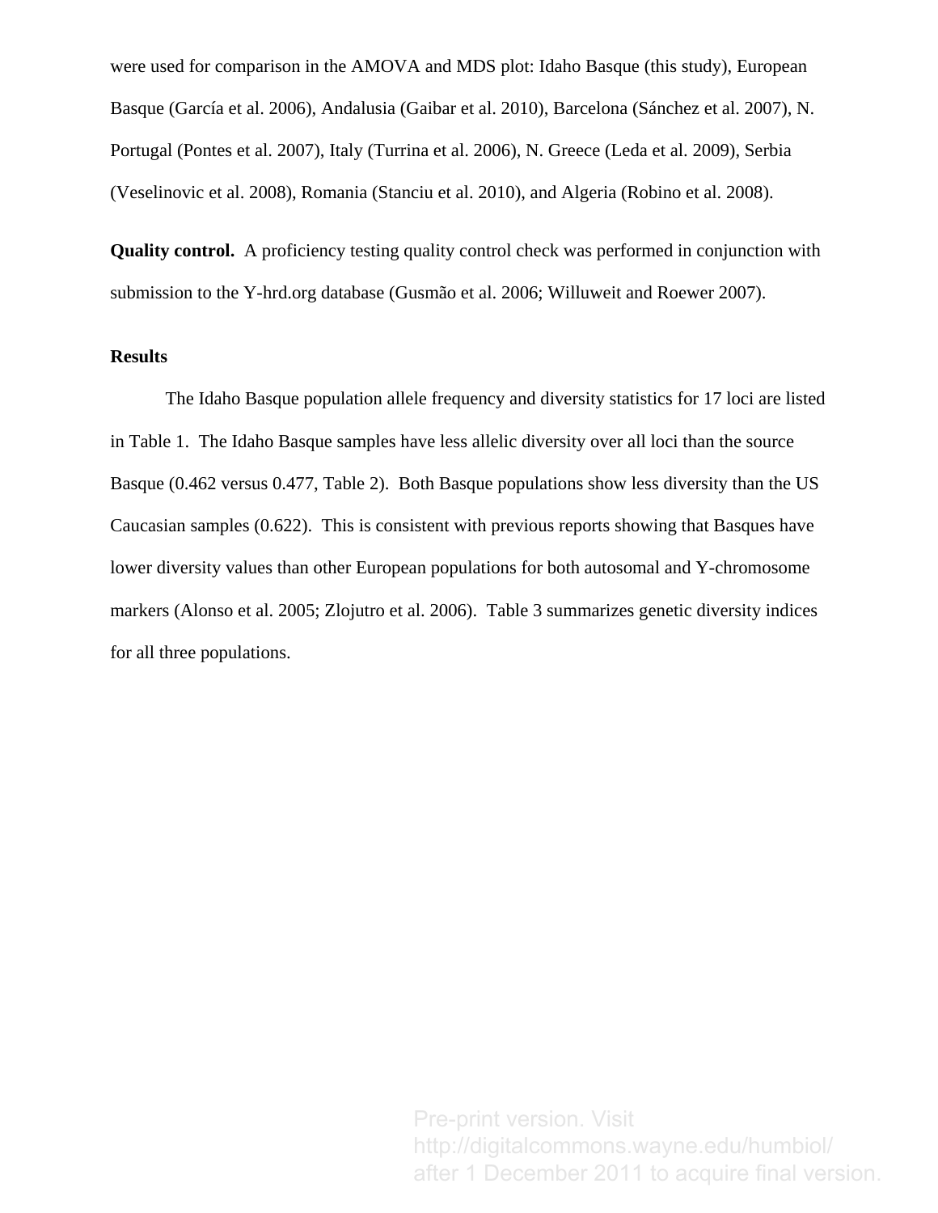were used for comparison in the AMOVA and MDS plot: Idaho Basque (this study), European Basque (García et al. 2006), Andalusia (Gaibar et al. 2010), Barcelona (Sánchez et al. 2007), N. Portugal (Pontes et al. 2007), Italy (Turrina et al. 2006), N. Greece (Leda et al. 2009), Serbia (Veselinovic et al. 2008), Romania (Stanciu et al. 2010), and Algeria (Robino et al. 2008).

**Quality control.** A proficiency testing quality control check was performed in conjunction with submission to the Y-hrd.org database (Gusmão et al. 2006; Willuweit and Roewer 2007).

**Results**

The Idaho Basque population allele frequency and diversity statistics for 17 loci are listed in Table 1. The Idaho Basque samples have less allelic diversity over all loci than the source Basque (0.462 versus 0.477, Table 2). Both Basque populations show less diversity than the US Caucasian samples (0.622). This is consistent with previous reports showing that Basques have lower diversity values than other European populations for both autosomal and Y-chromosome markers (Alonso et al. 2005; Zlojutro et al. 2006). Table 3 summarizes genetic diversity indices for all three populations.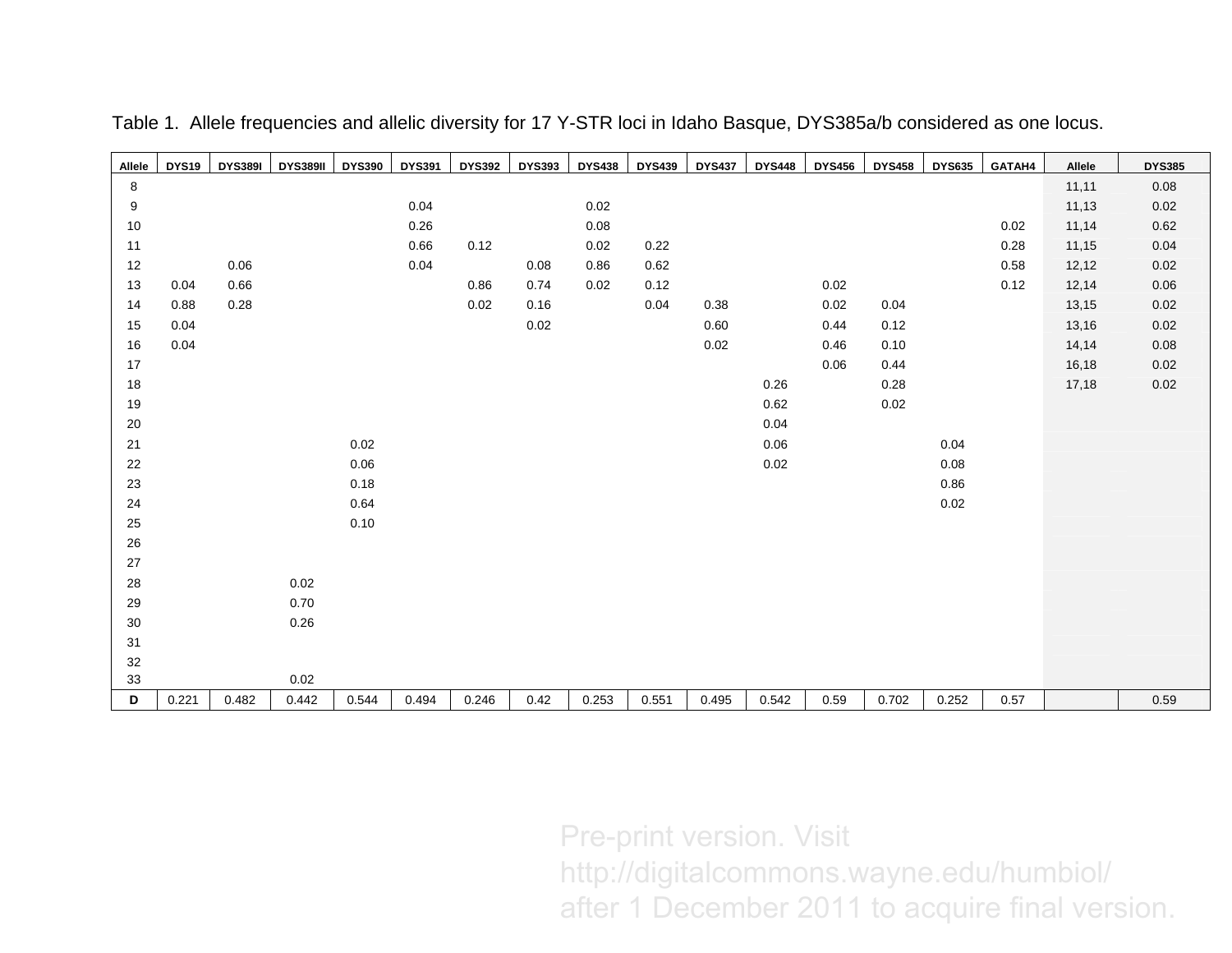Table 1. Allele frequencies and allelic diversity for 17 Y-STR loci in Idaho Basque, DYS385a/b considered as one locus.

| Allele | DYS19 | DYS389I | DYS389II | DYS390 | DYS391 | DYS392 | DYS393 | DYS438 | DYS439 | DYS437 | DYS448 | DYS456 | DYS458 | DYS635 | GATAH4 | Allele | DYS385 |
|---|---|---|---|---|---|---|---|---|---|---|---|---|---|---|---|---|---|
| 8 | | | | | | | | | | | | | | | | 11,11 | 0.08 |
| 9 | | | | | 0.04 | | | 0.02 | | | | | | | | 11,13 | 0.02 |
| 10 | | | | | 0.26 | | | 0.08 | | | | | | | 0.02 | 11,14 | 0.62 |
| 11 | | | | | 0.66 | 0.12 | | 0.02 | 0.22 | | | | | | 0.28 | 11,15 | 0.04 |
| 12 | | 0.06 | | | 0.04 | | 0.08 | 0.86 | 0.62 | | | | | | 0.58 | 12,12 | 0.02 |
| 13 | 0.04 | 0.66 | | | | 0.86 | 0.74 | 0.02 | 0.12 | | | 0.02 | | | 0.12 | 12,14 | 0.06 |
| 14 | 0.88 | 0.28 | | | | 0.02 | 0.16 | | 0.04 | 0.38 | | 0.02 | 0.04 | | | 13,15 | 0.02 |
| 15 | 0.04 | | | | | | 0.02 | | | 0.60 | | 0.44 | 0.12 | | | 13,16 | 0.02 |
| 16 | 0.04 | | | | | | | | | 0.02 | | 0.46 | 0.10 | | | 14,14 | 0.08 |
| 17 | | | | | | | | | | | | 0.06 | 0.44 | | | 16,18 | 0.02 |
| 18 | | | | | | | | | | | 0.26 | | 0.28 | | | 17,18 | 0.02 |
| 19 | | | | | | | | | | | 0.62 | | 0.02 | | | | |
| 20 | | | | | | | | | | | 0.04 | | | | | | |
| 21 | | | | 0.02 | | | | | | | 0.06 | | | 0.04 | | | |
| 22 | | | | 0.06 | | | | | | | 0.02 | | | 0.08 | | | |
| 23 | | | | 0.18 | | | | | | | | | | 0.86 | | | |
| 24 | | | | 0.64 | | | | | | | | | | 0.02 | | | |
| 25 | | | | 0.10 | | | | | | | | | | | | | |
| 26 | | | | | | | | | | | | | | | | | |
| 27 | | | | | | | | | | | | | | | | | |
| 28 | | | 0.02 | | | | | | | | | | | | | | |
| 29 | | | 0.70 | | | | | | | | | | | | | | |
| 30 | | | 0.26 | | | | | | | | | | | | | | |
| 31 | | | | | | | | | | | | | | | | | |
| 32 | | | | | | | | | | | | | | | | | |
| 33 | | | 0.02 | | | | | | | | | | | | | | |
| **D** | 0.221 | 0.482 | 0.442 | 0.544 | 0.494 | 0.246 | 0.42 | 0.253 | 0.551 | 0.495 | 0.542 | 0.59 | 0.702 | 0.252 | 0.57 | | 0.59 |

Pre-print version. Visit http://digitalcommons.wayne.edu/humbiol/ after 1 December 2011 to acquire final version.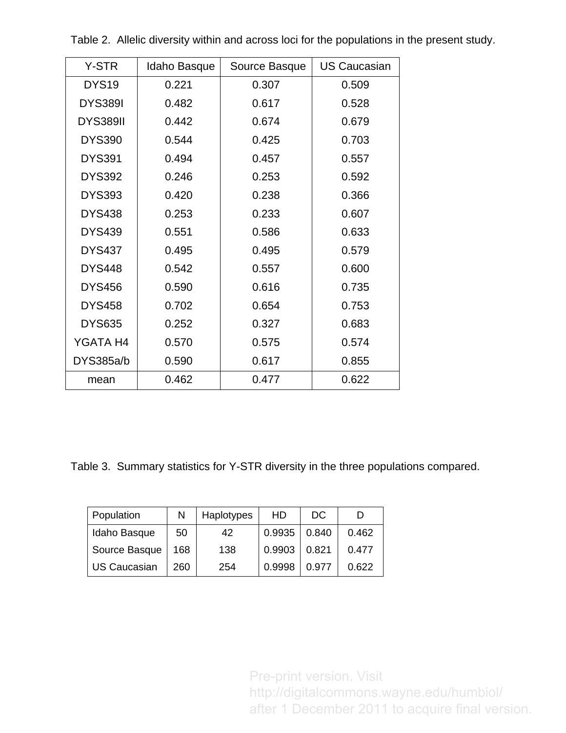Table 2. Allelic diversity within and across loci for the populations in the present study.

| Y-STR | Idaho Basque | Source Basque | US Caucasian |
|---|---|---|---|
| DYS19 | 0.221 | 0.307 | 0.509 |
| DYS389I | 0.482 | 0.617 | 0.528 |
| DYS389II | 0.442 | 0.674 | 0.679 |
| DYS390 | 0.544 | 0.425 | 0.703 |
| DYS391 | 0.494 | 0.457 | 0.557 |
| DYS392 | 0.246 | 0.253 | 0.592 |
| DYS393 | 0.420 | 0.238 | 0.366 |
| DYS438 | 0.253 | 0.233 | 0.607 |
| DYS439 | 0.551 | 0.586 | 0.633 |
| DYS437 | 0.495 | 0.495 | 0.579 |
| DYS448 | 0.542 | 0.557 | 0.600 |
| DYS456 | 0.590 | 0.616 | 0.735 |
| DYS458 | 0.702 | 0.654 | 0.753 |
| DYS635 | 0.252 | 0.327 | 0.683 |
| YGATA H4 | 0.570 | 0.575 | 0.574 |
| DYS385a/b | 0.590 | 0.617 | 0.855 |
| mean | 0.462 | 0.477 | 0.622 |

Table 3. Summary statistics for Y-STR diversity in the three populations compared.

| Population | N | Haplotypes | HD | DC | D |
|---|---|---|---|---|---|
| Idaho Basque | 50 | 42 | 0.9935 | 0.840 | 0.462 |
| Source Basque | 168 | 138 | 0.9903 | 0.821 | 0.477 |
| US Caucasian | 260 | 254 | 0.9998 | 0.977 | 0.622 |

Pre-print version. Visit http://digitalcommons.wayne.edu/humbiol/ after 1 December 2011 to acquire final version.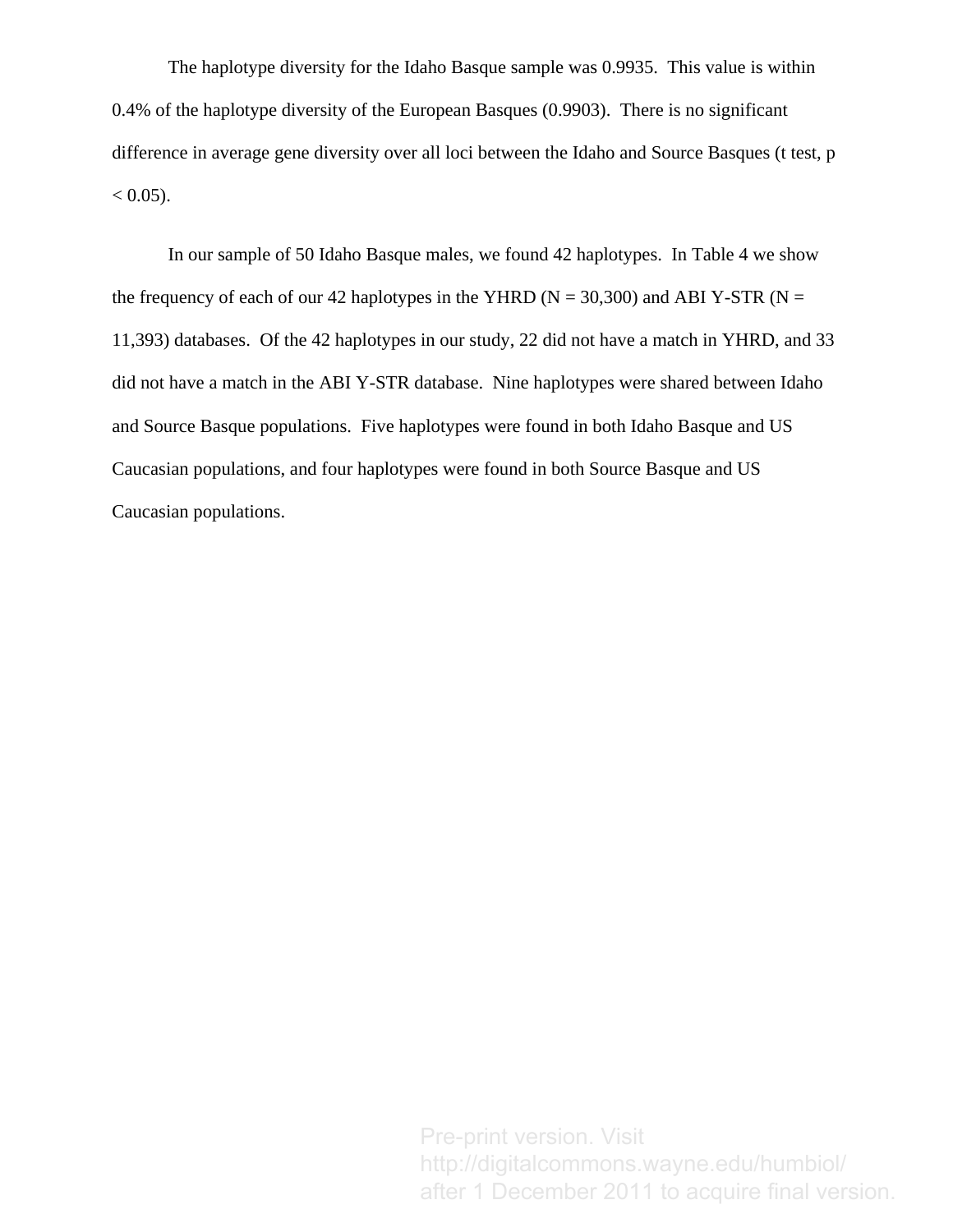The haplotype diversity for the Idaho Basque sample was 0.9935. This value is within 0.4% of the haplotype diversity of the European Basques (0.9903). There is no significant difference in average gene diversity over all loci between the Idaho and Source Basques (t test, $p < 0.05$).

In our sample of 50 Idaho Basque males, we found 42 haplotypes. In Table 4 we show the frequency of each of our 42 haplotypes in the YHRD (N = 30,300) and ABI Y-STR (N = 11,393) databases. Of the 42 haplotypes in our study, 22 did not have a match in YHRD, and 33 did not have a match in the ABI Y-STR database. Nine haplotypes were shared between Idaho and Source Basque populations. Five haplotypes were found in both Idaho Basque and US Caucasian populations, and four haplotypes were found in both Source Basque and US Caucasian populations.

Pre-print version. Visit http://digitalcommons.wayne.edu/humbiol/ after 1 December 2011 to acquire final version.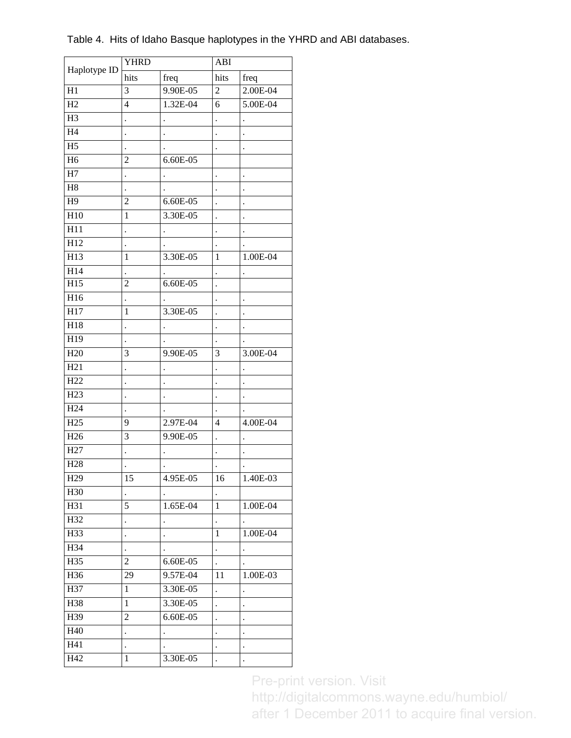Table 4. Hits of Idaho Basque haplotypes in the YHRD and ABI databases.

| Haplotype ID | YHRD | | ABI | |
|---|---|---|---|---|
| | hits | freq | hits | freq |
| H1 | 3 | 9.90E-05 | 2 | 2.00E-04 |
| H2 | 4 | 1.32E-04 | 6 | 5.00E-04 |
| H3 | . | . | . | . |
| H4 | . | . | . | . |
| H5 | . | . | . | . |
| H6 | 2 | 6.60E-05 | | |
| H7 | . | . | . | . |
| H8 | . | . | . | . |
| H9 | 2 | 6.60E-05 | . | . |
| H10 | 1 | 3.30E-05 | . | . |
| H11 | . | . | . | . |
| H12 | . | . | . | . |
| H13 | 1 | 3.30E-05 | 1 | 1.00E-04 |
| H14 | . | . | . | . |
| H15 | 2 | 6.60E-05 | . | |
| H16 | . | . | . | . |
| H17 | 1 | 3.30E-05 | . | . |
| H18 | . | . | . | . |
| H19 | . | . | . | . |
| H20 | 3 | 9.90E-05 | 3 | 3.00E-04 |
| H21 | . | . | . | . |
| H22 | . | . | . | . |
| H23 | . | . | . | . |
| H24 | . | . | . | . |
| H25 | 9 | 2.97E-04 | 4 | 4.00E-04 |
| H26 | 3 | 9.90E-05 | . | . |
| H27 | . | . | . | . |
| H28 | . | . | . | . |
| H29 | 15 | 4.95E-05 | 16 | 1.40E-03 |
| H30 | . | . | . | |
| H31 | 5 | 1.65E-04 | 1 | 1.00E-04 |
| H32 | . | . | . | . |
| H33 | . | . | 1 | 1.00E-04 |
| H34 | . | . | . | . |
| H35 | 2 | 6.60E-05 | . | . |
| H36 | 29 | 9.57E-04 | 11 | 1.00E-03 |
| H37 | 1 | 3.30E-05 | . | . |
| H38 | 1 | 3.30E-05 | . | . |
| H39 | 2 | 6.60E-05 | . | . |
| H40 | . | . | . | . |
| H41 | . | . | . | . |
| H42 | 1 | 3.30E-05 | . | . |

Pre-print version. Visit http://digitalcommons.wayne.edu/humbiol/ after 1 December 2011 to acquire final version.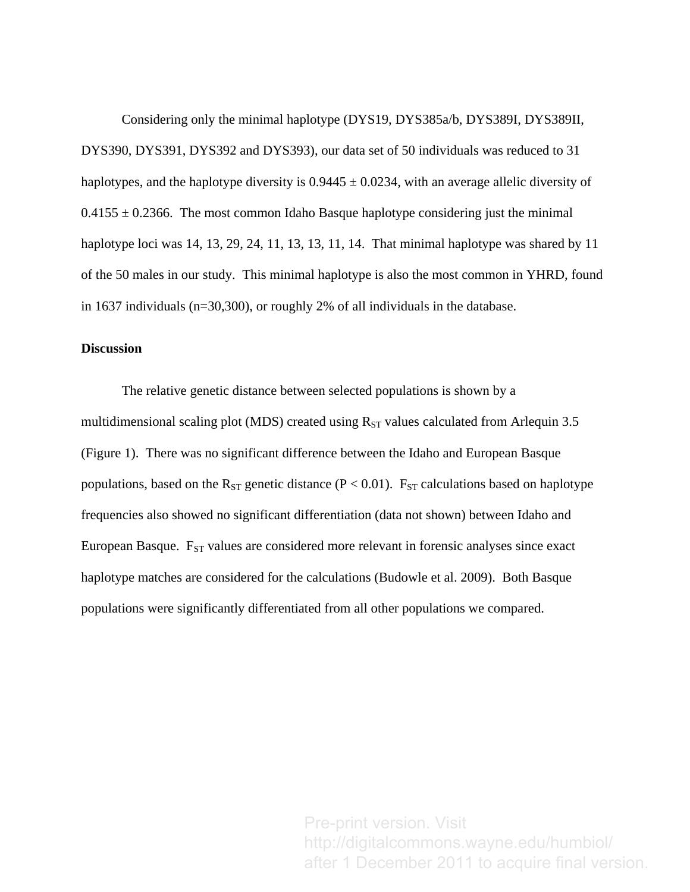Considering only the minimal haplotype (DYS19, DYS385a/b, DYS389I, DYS389II, DYS390, DYS391, DYS392 and DYS393), our data set of 50 individuals was reduced to 31 haplotypes, and the haplotype diversity is $0.9445 \pm 0.0234$, with an average allelic diversity of $0.4155 \pm 0.2366$. The most common Idaho Basque haplotype considering just the minimal haplotype loci was 14, 13, 29, 24, 11, 13, 13, 11, 14. That minimal haplotype was shared by 11 of the 50 males in our study. This minimal haplotype is also the most common in YHRD, found in 1637 individuals (n=30,300), or roughly 2% of all individuals in the database.

**Discussion**

The relative genetic distance between selected populations is shown by a multidimensional scaling plot (MDS) created using $R_{ST}$ values calculated from Arlequin 3.5 (Figure 1). There was no significant difference between the Idaho and European Basque populations, based on the $R_{ST}$ genetic distance ($P < 0.01$). $F_{ST}$ calculations based on haplotype frequencies also showed no significant differentiation (data not shown) between Idaho and European Basque. $F_{ST}$ values are considered more relevant in forensic analyses since exact haplotype matches are considered for the calculations (Budowle et al. 2009). Both Basque populations were significantly differentiated from all other populations we compared.

Pre-print version. Visit http://digitalcommons.wayne.edu/humbiol/ after 1 December 2011 to acquire final version.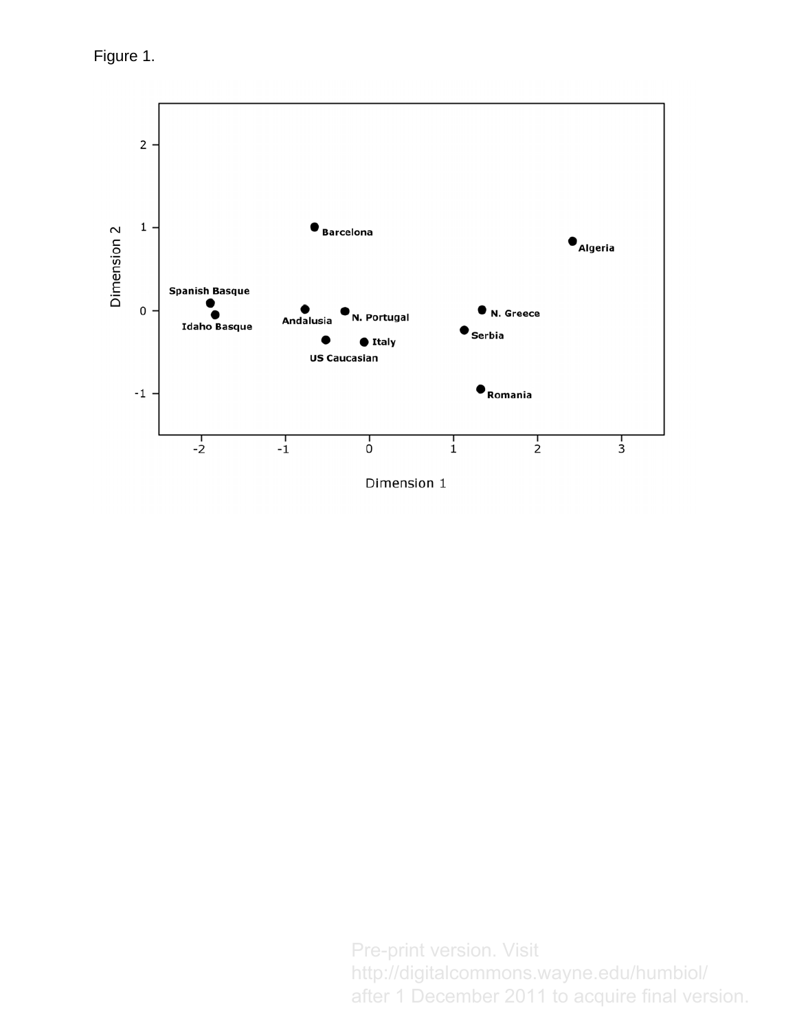Figure 1.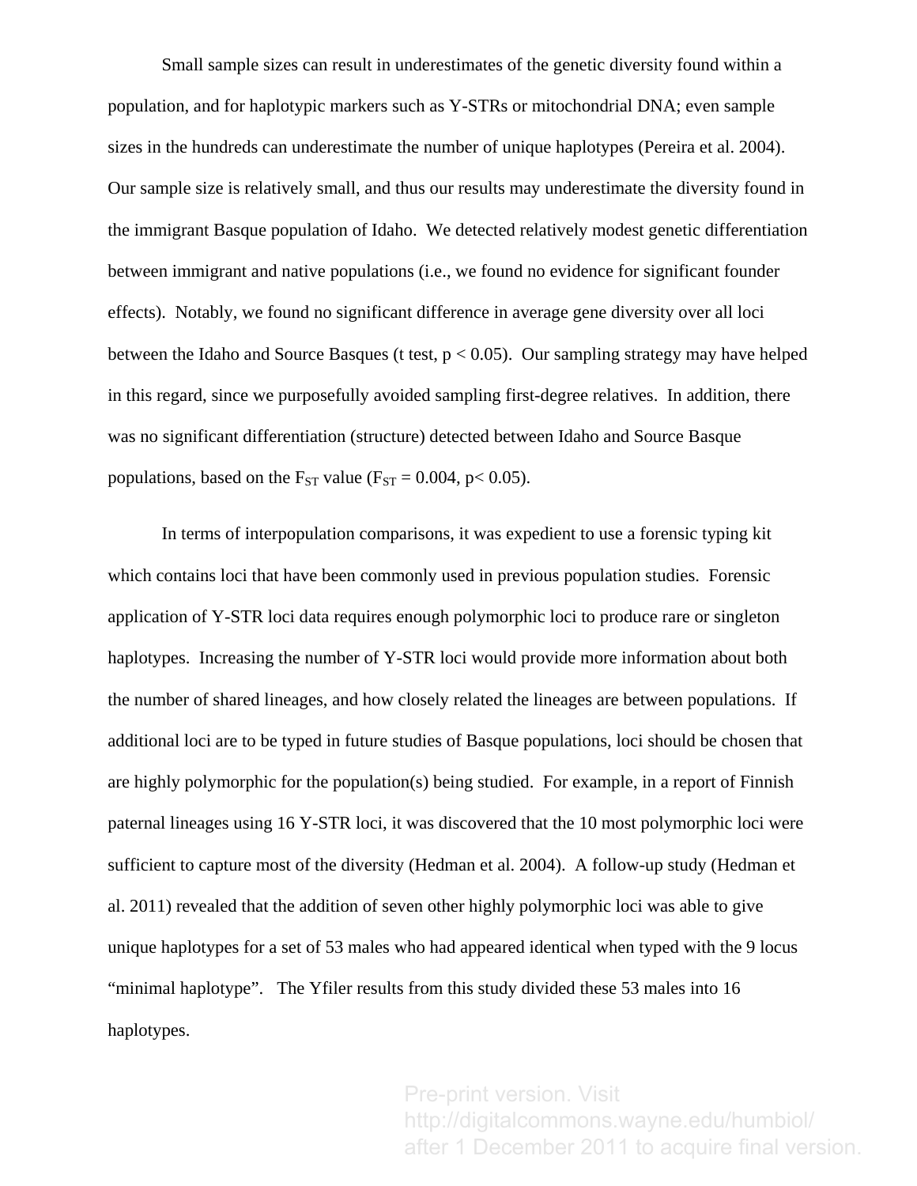Small sample sizes can result in underestimates of the genetic diversity found within a population, and for haplotypic markers such as Y-STRs or mitochondrial DNA; even sample sizes in the hundreds can underestimate the number of unique haplotypes (Pereira et al. 2004). Our sample size is relatively small, and thus our results may underestimate the diversity found in the immigrant Basque population of Idaho. We detected relatively modest genetic differentiation between immigrant and native populations (i.e., we found no evidence for significant founder effects). Notably, we found no significant difference in average gene diversity over all loci between the Idaho and Source Basques (t test, $p < 0.05$). Our sampling strategy may have helped in this regard, since we purposefully avoided sampling first-degree relatives. In addition, there was no significant differentiation (structure) detected between Idaho and Source Basque populations, based on the $F_{ST}$ value ($F_{ST} = 0.004$, $p < 0.05$).

In terms of interpopulation comparisons, it was expedient to use a forensic typing kit which contains loci that have been commonly used in previous population studies. Forensic application of Y-STR loci data requires enough polymorphic loci to produce rare or singleton haplotypes. Increasing the number of Y-STR loci would provide more information about both the number of shared lineages, and how closely related the lineages are between populations. If additional loci are to be typed in future studies of Basque populations, loci should be chosen that are highly polymorphic for the population(s) being studied. For example, in a report of Finnish paternal lineages using 16 Y-STR loci, it was discovered that the 10 most polymorphic loci were sufficient to capture most of the diversity (Hedman et al. 2004). A follow-up study (Hedman et al. 2011) revealed that the addition of seven other highly polymorphic loci was able to give unique haplotypes for a set of 53 males who had appeared identical when typed with the 9 locus "minimal haplotype". The Yfiler results from this study divided these 53 males into 16 haplotypes.

Pre-print version. Visit http://digitalcommons.wayne.edu/humbiol/ after 1 December 2011 to acquire final version.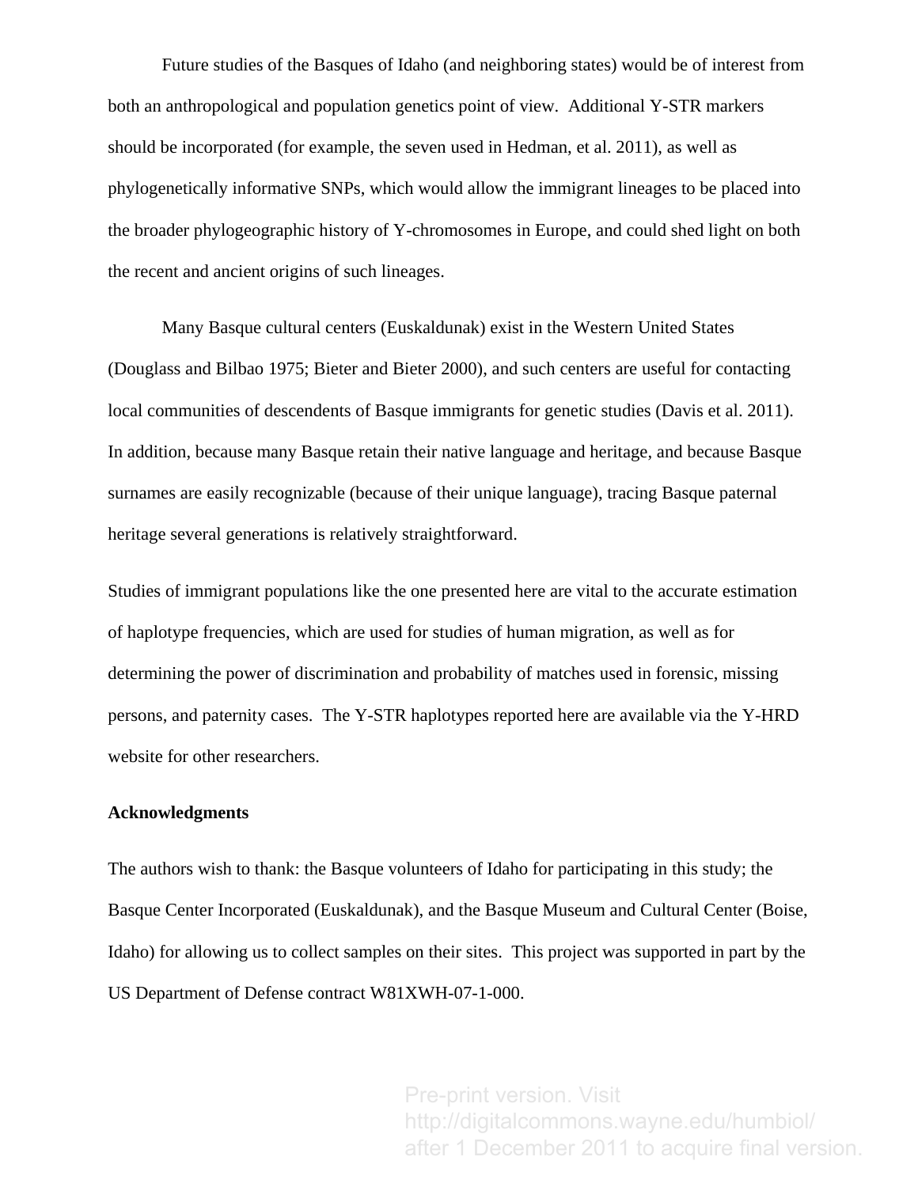Future studies of the Basques of Idaho (and neighboring states) would be of interest from both an anthropological and population genetics point of view. Additional Y-STR markers should be incorporated (for example, the seven used in Hedman, et al. 2011), as well as phylogenetically informative SNPs, which would allow the immigrant lineages to be placed into the broader phylogeographic history of Y-chromosomes in Europe, and could shed light on both the recent and ancient origins of such lineages.

Many Basque cultural centers (Euskaldunak) exist in the Western United States (Douglass and Bilbao 1975; Bieter and Bieter 2000), and such centers are useful for contacting local communities of descendents of Basque immigrants for genetic studies (Davis et al. 2011). In addition, because many Basque retain their native language and heritage, and because Basque surnames are easily recognizable (because of their unique language), tracing Basque paternal heritage several generations is relatively straightforward.

Studies of immigrant populations like the one presented here are vital to the accurate estimation of haplotype frequencies, which are used for studies of human migration, as well as for determining the power of discrimination and probability of matches used in forensic, missing persons, and paternity cases. The Y-STR haplotypes reported here are available via the Y-HRD website for other researchers.

**Acknowledgments**

The authors wish to thank: the Basque volunteers of Idaho for participating in this study; the Basque Center Incorporated (Euskaldunak), and the Basque Museum and Cultural Center (Boise, Idaho) for allowing us to collect samples on their sites. This project was supported in part by the US Department of Defense contract W81XWH-07-1-000.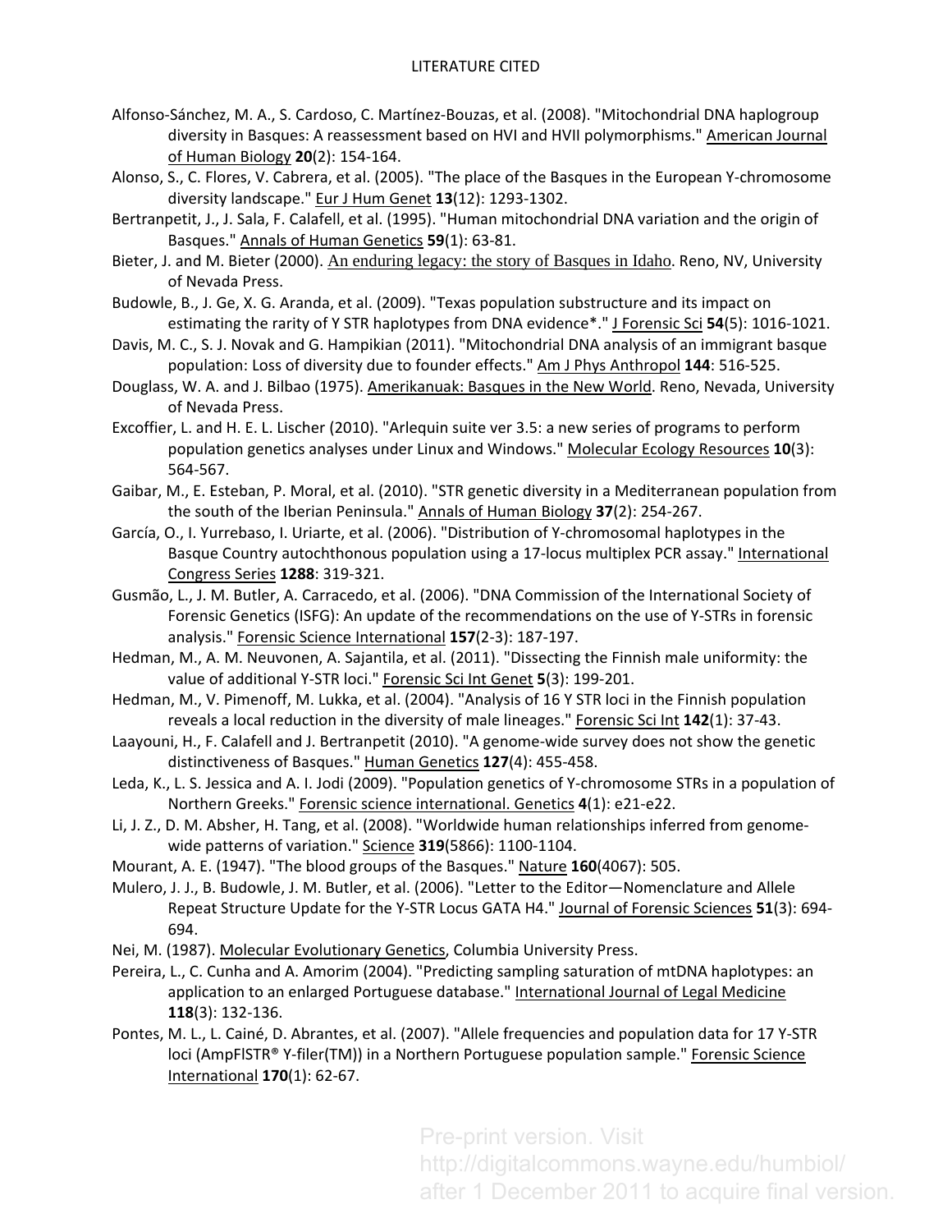# LITERATURE CITED

Alfonso-Sánchez, M. A., S. Cardoso, C. Martínez-Bouzas, et al. (2008). "Mitochondrial DNA haplogroup diversity in Basques: A reassessment based on HVI and HVII polymorphisms." American Journal of Human Biology **20**(2): 154-164.

Alonso, S., C. Flores, V. Cabrera, et al. (2005). "The place of the Basques in the European Y-chromosome diversity landscape." Eur J Hum Genet **13**(12): 1293-1302.

Bertranpetit, J., J. Sala, F. Calafell, et al. (1995). "Human mitochondrial DNA variation and the origin of Basques." Annals of Human Genetics **59**(1): 63-81.

Bieter, J. and M. Bieter (2000). An enduring legacy: the story of Basques in Idaho. Reno, NV, University of Nevada Press.

Budowle, B., J. Ge, X. G. Aranda, et al. (2009). "Texas population substructure and its impact on estimating the rarity of Y STR haplotypes from DNA evidence*." J Forensic Sci **54**(5): 1016-1021.

Davis, M. C., S. J. Novak and G. Hampikian (2011). "Mitochondrial DNA analysis of an immigrant basque population: Loss of diversity due to founder effects." Am J Phys Anthropol **144**: 516-525.

Douglass, W. A. and J. Bilbao (1975). Amerikanuak: Basques in the New World. Reno, Nevada, University of Nevada Press.

Excoffier, L. and H. E. L. Lischer (2010). "Arlequin suite ver 3.5: a new series of programs to perform population genetics analyses under Linux and Windows." Molecular Ecology Resources **10**(3): 564-567.

Gaibar, M., E. Esteban, P. Moral, et al. (2010). "STR genetic diversity in a Mediterranean population from the south of the Iberian Peninsula." Annals of Human Biology **37**(2): 254-267.

García, O., I. Yurrebaso, I. Uriarte, et al. (2006). "Distribution of Y-chromosomal haplotypes in the Basque Country autochthonous population using a 17-locus multiplex PCR assay." International Congress Series **1288**: 319-321.

Gusmão, L., J. M. Butler, A. Carracedo, et al. (2006). "DNA Commission of the International Society of Forensic Genetics (ISFG): An update of the recommendations on the use of Y-STRs in forensic analysis." Forensic Science International **157**(2-3): 187-197.

Hedman, M., A. M. Neuvonen, A. Sajantila, et al. (2011). "Dissecting the Finnish male uniformity: the value of additional Y-STR loci." Forensic Sci Int Genet **5**(3): 199-201.

Hedman, M., V. Pimenoff, M. Lukka, et al. (2004). "Analysis of 16 Y STR loci in the Finnish population reveals a local reduction in the diversity of male lineages." Forensic Sci Int **142**(1): 37-43.

Laayouni, H., F. Calafell and J. Bertranpetit (2010). "A genome-wide survey does not show the genetic distinctiveness of Basques." Human Genetics **127**(4): 455-458.

Leda, K., L. S. Jessica and A. I. Jodi (2009). "Population genetics of Y-chromosome STRs in a population of Northern Greeks." Forensic science international. Genetics **4**(1): e21-e22.

Li, J. Z., D. M. Absher, H. Tang, et al. (2008). "Worldwide human relationships inferred from genome-wide patterns of variation." Science **319**(5866): 1100-1104.

Mourant, A. E. (1947). "The blood groups of the Basques." Nature **160**(4067): 505.

Mulero, J. J., B. Budowle, J. M. Butler, et al. (2006). "Letter to the Editor—Nomenclature and Allele Repeat Structure Update for the Y-STR Locus GATA H4." Journal of Forensic Sciences **51**(3): 694-694.

Nei, M. (1987). Molecular Evolutionary Genetics, Columbia University Press.

Pereira, L., C. Cunha and A. Amorim (2004). "Predicting sampling saturation of mtDNA haplotypes: an application to an enlarged Portuguese database." International Journal of Legal Medicine **118**(3): 132-136.

Pontes, M. L., L. Cainé, D. Abrantes, et al. (2007). "Allele frequencies and population data for 17 Y-STR loci (AmpFlSTR® Y-filer(TM)) in a Northern Portuguese population sample." Forensic Science International **170**(1): 62-67.

Pre-print version. Visit http://digitalcommons.wayne.edu/humbiol/ after 1 December 2011 to acquire final version.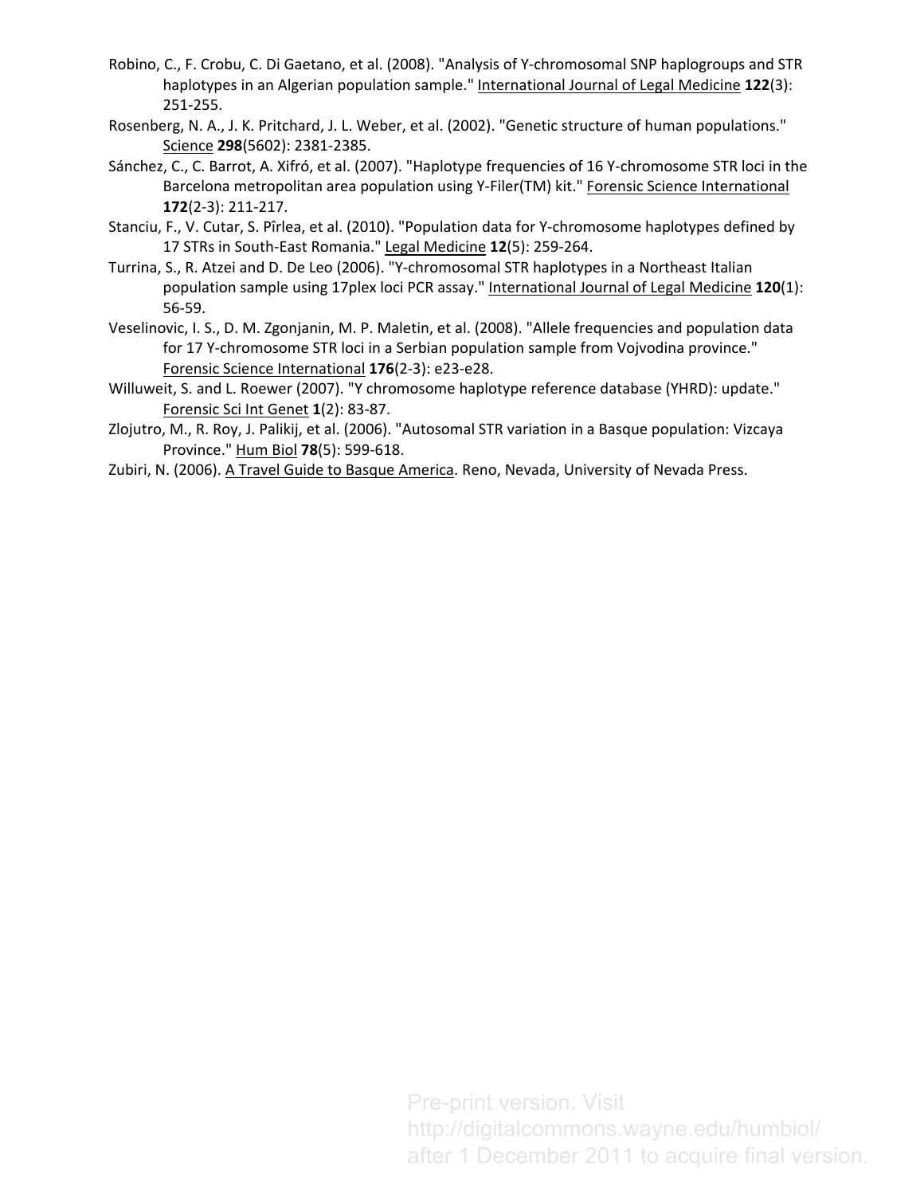Robino, C., F. Crobu, C. Di Gaetano, et al. (2008). "Analysis of Y-chromosomal SNP haplogroups and STR haplotypes in an Algerian population sample." International Journal of Legal Medicine **122**(3): 251-255.

Rosenberg, N. A., J. K. Pritchard, J. L. Weber, et al. (2002). "Genetic structure of human populations." Science **298**(5602): 2381-2385.

Sánchez, C., C. Barrot, A. Xifró, et al. (2007). "Haplotype frequencies of 16 Y-chromosome STR loci in the Barcelona metropolitan area population using Y-Filer(TM) kit." Forensic Science International **172**(2-3): 211-217.

Stanciu, F., V. Cutar, S. Pîrlea, et al. (2010). "Population data for Y-chromosome haplotypes defined by 17 STRs in South-East Romania." Legal Medicine **12**(5): 259-264.

Turrina, S., R. Atzei and D. De Leo (2006). "Y-chromosomal STR haplotypes in a Northeast Italian population sample using 17plex loci PCR assay." International Journal of Legal Medicine **120**(1): 56-59.

Veselinovic, I. S., D. M. Zgonjanin, M. P. Maletin, et al. (2008). "Allele frequencies and population data for 17 Y-chromosome STR loci in a Serbian population sample from Vojvodina province." Forensic Science International **176**(2-3): e23-e28.

Willuweit, S. and L. Roewer (2007). "Y chromosome haplotype reference database (YHRD): update." Forensic Sci Int Genet **1**(2): 83-87.

Zlojutro, M., R. Roy, J. Palikij, et al. (2006). "Autosomal STR variation in a Basque population: Vizcaya Province." Hum Biol **78**(5): 599-618.

Zubiri, N. (2006). A Travel Guide to Basque America. Reno, Nevada, University of Nevada Press.

Pre-print version. Visit http://digitalcommons.wayne.edu/humbiol/ after 1 December 2011 to acquire final version.